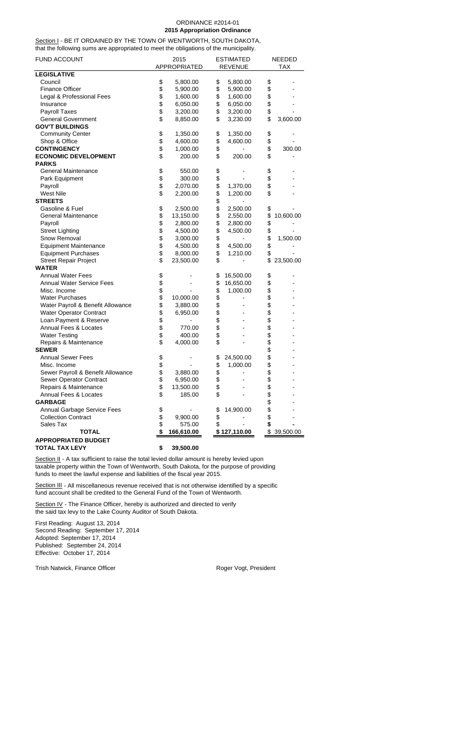ORDINANCE #2014-01
**2015 Appropriation Ordinance**

Section I - BE IT ORDAINED BY THE TOWN OF WENTWORTH, SOUTH DAKOTA, that the following sums are appropriated to meet the obligations of the municipality.

| FUND ACCOUNT | 2015 APPROPRIATED | ESTIMATED REVENUE | NEEDED TAX |
|---|---|---|---|
| **LEGISLATIVE** | | | |
| Council | $ 5,800.00 | $ 5,800.00 | $ - |
| Finance Officer | $ 5,900.00 | $ 5,900.00 | $ - |
| Legal & Professional Fees | $ 1,600.00 | $ 1,600.00 | $ - |
| Insurance | $ 6,050.00 | $ 6,050.00 | $ - |
| Payroll Taxes | $ 3,200.00 | $ 3,200.00 | $ - |
| General Government | $ 8,850.00 | $ 3,230.00 | $ 3,600.00 |
| **GOV'T BUILDINGS** | | | |
| Community Center | $ 1,350.00 | $ 1,350.00 | $ - |
| Shop & Office | $ 4,600.00 | $ 4,600.00 | $ - |
| **CONTINGENCY** | $ 1,000.00 | $ - | $ 300.00 |
| **ECONOMIC DEVELOPMENT** | $ 200.00 | $ 200.00 | $ - |
| **PARKS** | | | |
| General Maintenance | $ 550.00 | $ - | $ - |
| Park Equipment | $ 300.00 | $ - | $ - |
| Payroll | $ 2,070.00 | $ 1,370.00 | $ - |
| West Nile | $ 2,200.00 | $ 1,200.00 | $ - |
| **STREETS** | | $ - | |
| Gasoline & Fuel | $ 2,500.00 | $ 2,500.00 | $ - |
| General Maintenance | $ 13,150.00 | $ 2,550.00 | $ 10,600.00 |
| Payroll | $ 2,800.00 | $ 2,800.00 | $ - |
| Street Lighting | $ 4,500.00 | $ 4,500.00 | $ - |
| Snow Removal | $ 3,000.00 | $ - | $ 1,500.00 |
| Equipment Maintenance | $ 4,500.00 | $ 4,500.00 | $ - |
| Equipment Purchases | $ 8,000.00 | $ 1,210.00 | $ - |
| Street Repair Project | $ 23,500.00 | $ - | $ 23,500.00 |
| **WATER** | | | |
| Annual Water Fees | $ - | $ 16,500.00 | $ - |
| Annual Water Service Fees | $ - | $ 16,650.00 | $ - |
| Misc. Income | $ - | $ 1,000.00 | $ - |
| Water Purchases | $ 10,000.00 | $ - | $ - |
| Water Payroll & Benefit Allowance | $ 3,880.00 | $ - | $ - |
| Water Operator Contract | $ 6,950.00 | $ - | $ - |
| Loan Payment & Reserve | $ - | $ - | $ - |
| Annual Fees & Locates | $ 770.00 | $ - | $ - |
| Water Testing | $ 400.00 | $ - | $ - |
| Repairs & Maintenance | $ 4,000.00 | $ - | $ - |
| **SEWER** | | | $ - |
| Annual Sewer Fees | $ - | $ 24,500.00 | $ - |
| Misc. Income | $ - | $ 1,000.00 | $ - |
| Sewer Payroll & Benefit Allowance | $ 3,880.00 | $ - | $ - |
| Sewer Operator Contract | $ 6,950.00 | $ - | $ - |
| Repairs & Maintenance | $ 13,500.00 | $ - | $ - |
| Annual Fees & Locates | $ 185.00 | $ - | $ - |
| **GARBAGE** | | | $ - |
| Annual Garbage Service Fees | $ - | $ 14,900.00 | $ - |
| Collection Contract | $ 9,900.00 | $ - | $ - |
| Sales Tax | $ 575.00 | $ - | $ - |
| **TOTAL** | **$ 166,610.00** | $ 127,110.00 | $ 39,500.00 |
| **APPROPRIATED BUDGET** | | | |
| **TOTAL TAX LEVY** | **$ 39,500.00** | | |

Section II - A tax sufficient to raise the total levied dollar amount is hereby levied upon taxable property within the Town of Wentworth, South Dakota, for the purpose of providing funds to meet the lawful expense and liabilities of the fiscal year 2015.

Section III - All miscellaneous revenue received that is not otherwise identified by a specific fund account shall be credited to the General Fund of the Town of Wentworth.

Section IV - The Finance Officer, hereby is authorized and directed to verify the said tax levy to the Lake County Auditor of South Dakota.

First Reading: August 13, 2014
Second Reading: September 17, 2014
Adopted: September 17, 2014
Published: September 24, 2014
Effective: October 17, 2014

Trish Natwick, Finance Officer

Roger Vogt, President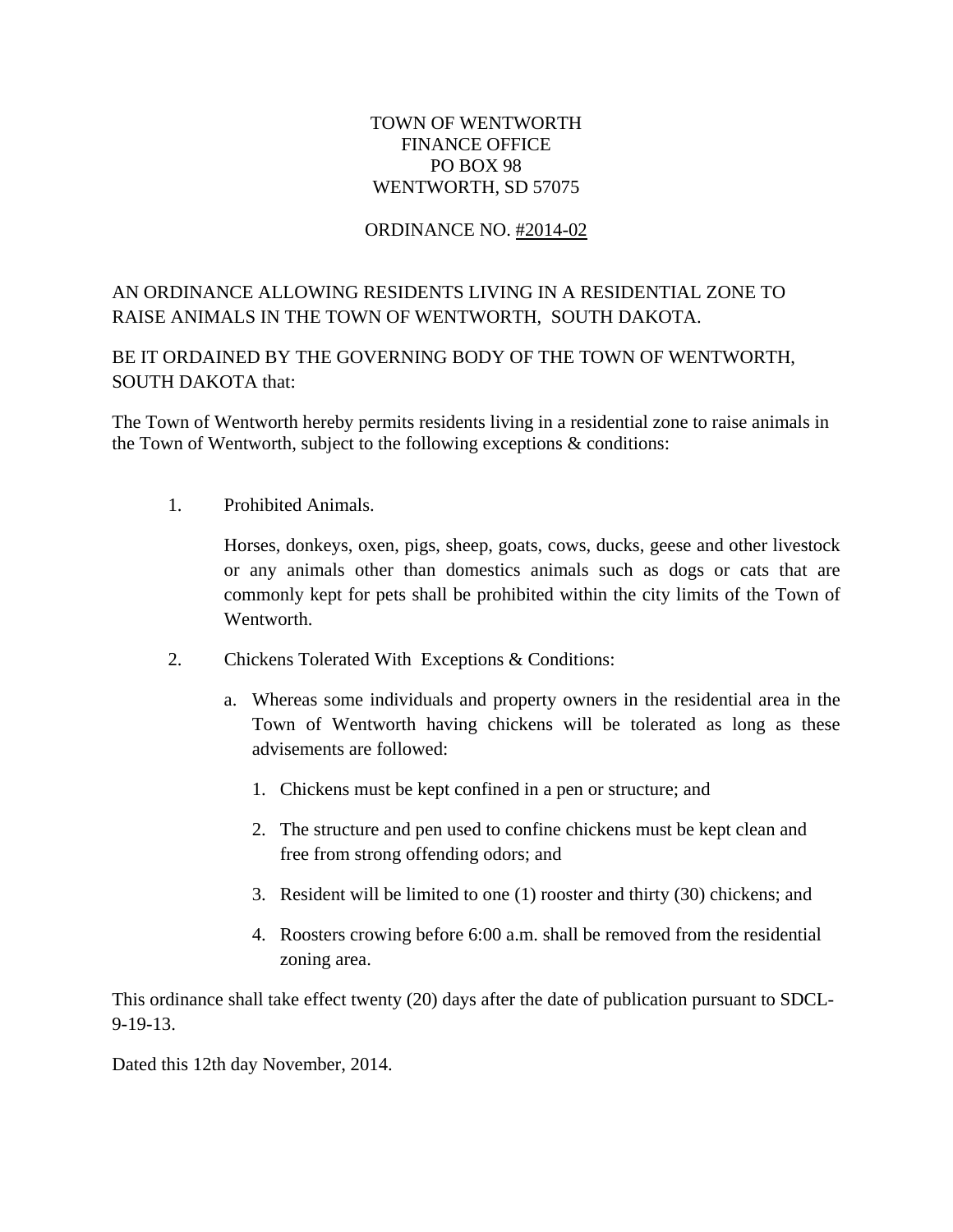TOWN OF WENTWORTH
FINANCE OFFICE
PO BOX 98
WENTWORTH, SD 57075

ORDINANCE NO. #2014-02

AN ORDINANCE ALLOWING RESIDENTS LIVING IN A RESIDENTIAL ZONE TO RAISE ANIMALS IN THE TOWN OF WENTWORTH, SOUTH DAKOTA.

BE IT ORDAINED BY THE GOVERNING BODY OF THE TOWN OF WENTWORTH, SOUTH DAKOTA that:

The Town of Wentworth hereby permits residents living in a residential zone to raise animals in the Town of Wentworth, subject to the following exceptions & conditions:

1. Prohibited Animals.

   Horses, donkeys, oxen, pigs, sheep, goats, cows, ducks, geese and other livestock or any animals other than domestics animals such as dogs or cats that are commonly kept for pets shall be prohibited within the city limits of the Town of Wentworth.

2. Chickens Tolerated With Exceptions & Conditions:

   a. Whereas some individuals and property owners in the residential area in the Town of Wentworth having chickens will be tolerated as long as these advisements are followed:

      1. Chickens must be kept confined in a pen or structure; and

      2. The structure and pen used to confine chickens must be kept clean and free from strong offending odors; and

      3. Resident will be limited to one (1) rooster and thirty (30) chickens; and

      4. Roosters crowing before 6:00 a.m. shall be removed from the residential zoning area.

This ordinance shall take effect twenty (20) days after the date of publication pursuant to SDCL-9-19-13.

Dated this 12th day November, 2014.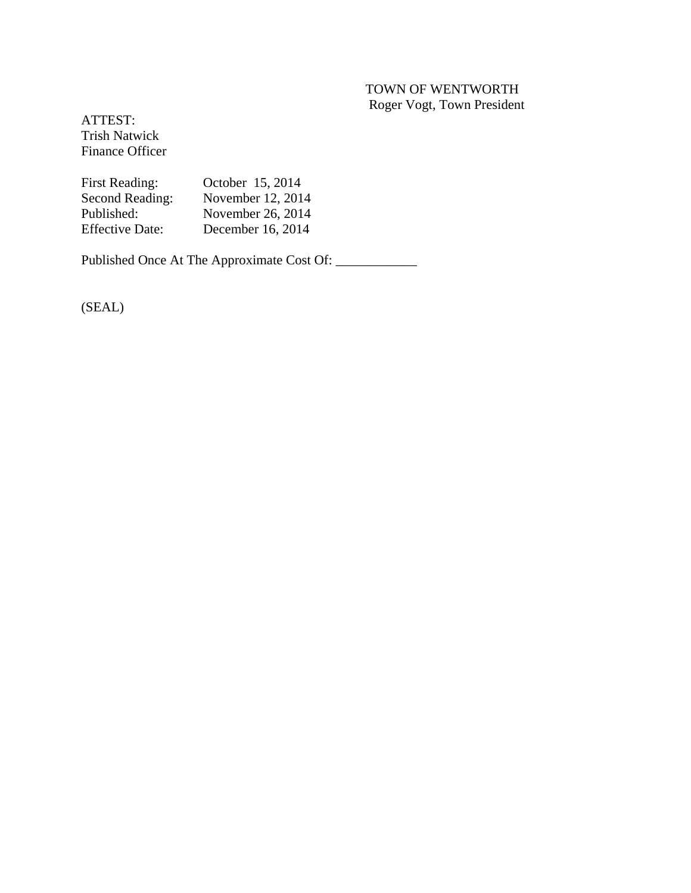TOWN OF WENTWORTH
Roger Vogt, Town President

ATTEST:
Trish Natwick
Finance Officer

| | |
|---|---|
| First Reading: | October 15, 2014 |
| Second Reading: | November 12, 2014 |
| Published: | November 26, 2014 |
| Effective Date: | December 16, 2014 |

Published Once At The Approximate Cost Of: ____________

(SEAL)